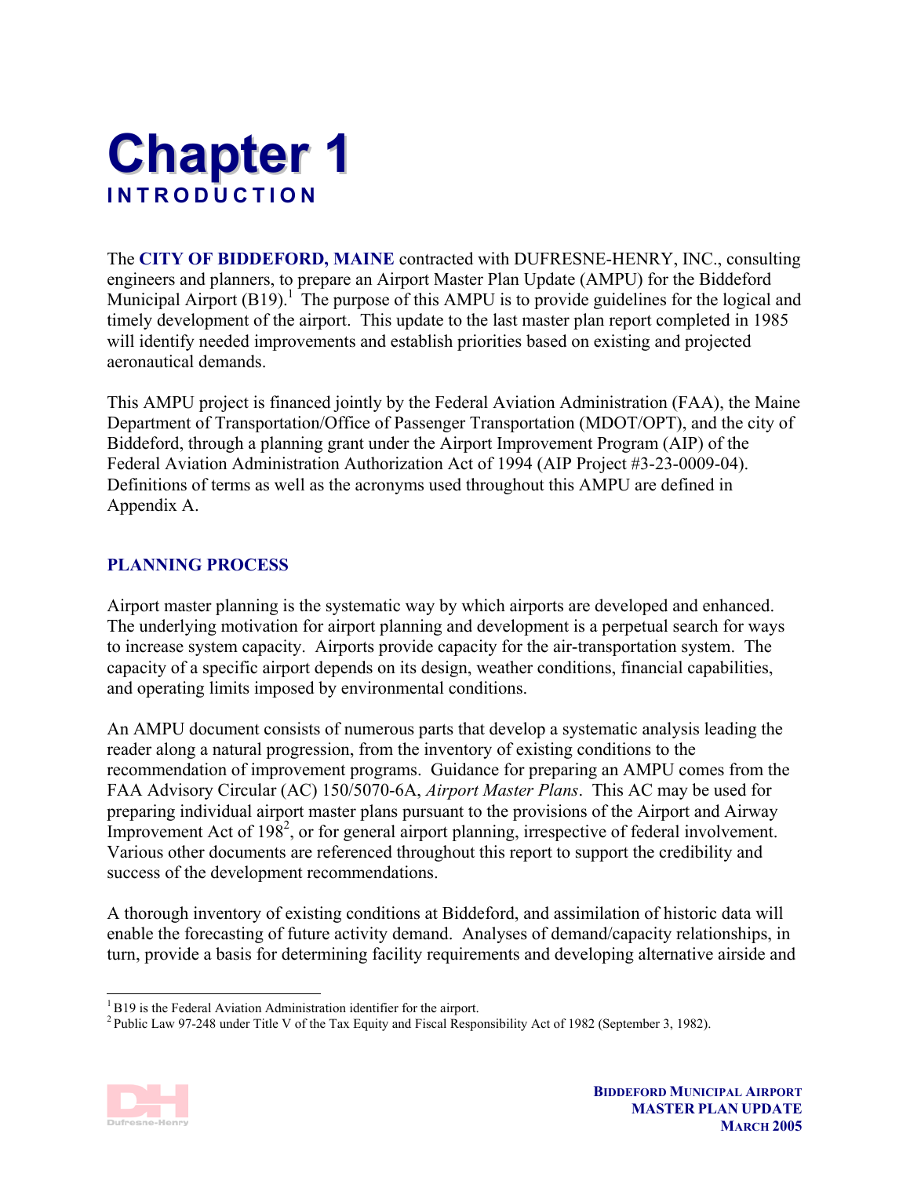# Chapter 1
## INTRODUCTION

The **CITY OF BIDDEFORD, MAINE** contracted with DUFRESNE-HENRY, INC., consulting engineers and planners, to prepare an Airport Master Plan Update (AMPU) for the Biddeford Municipal Airport (B19).[1] The purpose of this AMPU is to provide guidelines for the logical and timely development of the airport. This update to the last master plan report completed in 1985 will identify needed improvements and establish priorities based on existing and projected aeronautical demands.

This AMPU project is financed jointly by the Federal Aviation Administration (FAA), the Maine Department of Transportation/Office of Passenger Transportation (MDOT/OPT), and the city of Biddeford, through a planning grant under the Airport Improvement Program (AIP) of the Federal Aviation Administration Authorization Act of 1994 (AIP Project #3-23-0009-04). Definitions of terms as well as the acronyms used throughout this AMPU are defined in Appendix A.

### PLANNING PROCESS

Airport master planning is the systematic way by which airports are developed and enhanced. The underlying motivation for airport planning and development is a perpetual search for ways to increase system capacity. Airports provide capacity for the air-transportation system. The capacity of a specific airport depends on its design, weather conditions, financial capabilities, and operating limits imposed by environmental conditions.

An AMPU document consists of numerous parts that develop a systematic analysis leading the reader along a natural progression, from the inventory of existing conditions to the recommendation of improvement programs. Guidance for preparing an AMPU comes from the FAA Advisory Circular (AC) 150/5070-6A, *Airport Master Plans*. This AC may be used for preparing individual airport master plans pursuant to the provisions of the Airport and Airway Improvement Act of 198[2], or for general airport planning, irrespective of federal involvement. Various other documents are referenced throughout this report to support the credibility and success of the development recommendations.

A thorough inventory of existing conditions at Biddeford, and assimilation of historic data will enable the forecasting of future activity demand. Analyses of demand/capacity relationships, in turn, provide a basis for determining facility requirements and developing alternative airside and

---

[1] B19 is the Federal Aviation Administration identifier for the airport.

[2] Public Law 97-248 under Title V of the Tax Equity and Fiscal Responsibility Act of 1982 (September 3, 1982).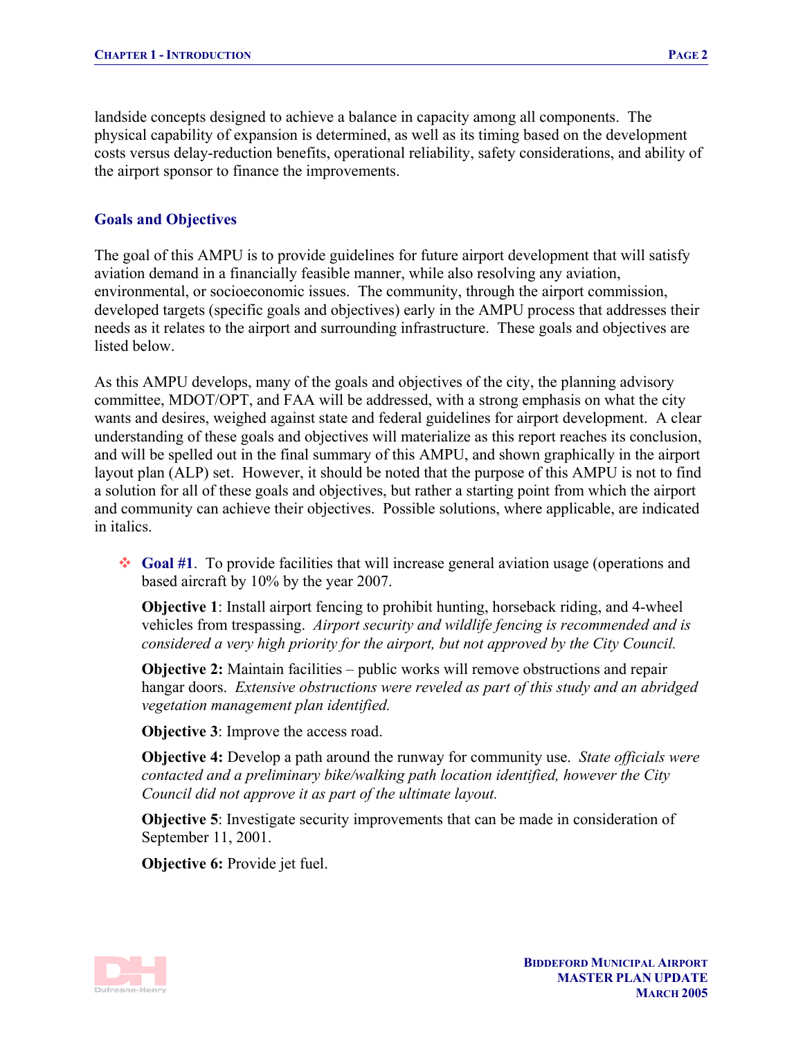landside concepts designed to achieve a balance in capacity among all components. The physical capability of expansion is determined, as well as its timing based on the development costs versus delay-reduction benefits, operational reliability, safety considerations, and ability of the airport sponsor to finance the improvements.

### Goals and Objectives

The goal of this AMPU is to provide guidelines for future airport development that will satisfy aviation demand in a financially feasible manner, while also resolving any aviation, environmental, or socioeconomic issues. The community, through the airport commission, developed targets (specific goals and objectives) early in the AMPU process that addresses their needs as it relates to the airport and surrounding infrastructure. These goals and objectives are listed below.

As this AMPU develops, many of the goals and objectives of the city, the planning advisory committee, MDOT/OPT, and FAA will be addressed, with a strong emphasis on what the city wants and desires, weighed against state and federal guidelines for airport development. A clear understanding of these goals and objectives will materialize as this report reaches its conclusion, and will be spelled out in the final summary of this AMPU, and shown graphically in the airport layout plan (ALP) set. However, it should be noted that the purpose of this AMPU is not to find a solution for all of these goals and objectives, but rather a starting point from which the airport and community can achieve their objectives. Possible solutions, where applicable, are indicated in italics.

- **Goal #1**. To provide facilities that will increase general aviation usage (operations and based aircraft by 10% by the year 2007.

  **Objective 1**: Install airport fencing to prohibit hunting, horseback riding, and 4-wheel vehicles from trespassing. *Airport security and wildlife fencing is recommended and is considered a very high priority for the airport, but not approved by the City Council.*

  **Objective 2:** Maintain facilities – public works will remove obstructions and repair hangar doors. *Extensive obstructions were reveled as part of this study and an abridged vegetation management plan identified.*

  **Objective 3**: Improve the access road.

  **Objective 4:** Develop a path around the runway for community use. *State officials were contacted and a preliminary bike/walking path location identified, however the City Council did not approve it as part of the ultimate layout.*

  **Objective 5**: Investigate security improvements that can be made in consideration of September 11, 2001.

  **Objective 6:** Provide jet fuel.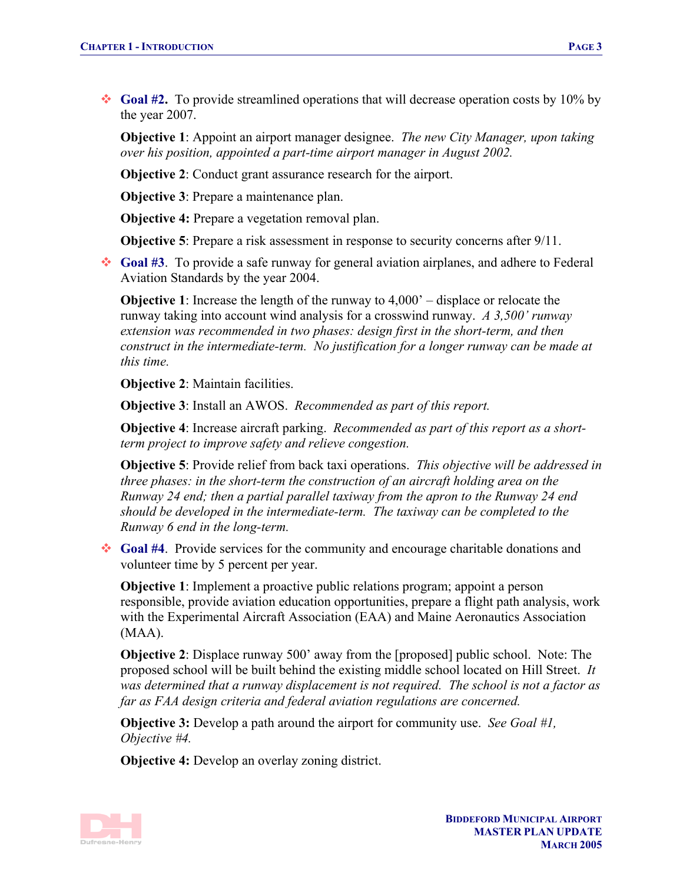- **Goal #2.** To provide streamlined operations that will decrease operation costs by 10% by the year 2007.

  **Objective 1**: Appoint an airport manager designee. *The new City Manager, upon taking over his position, appointed a part-time airport manager in August 2002.*

  **Objective 2**: Conduct grant assurance research for the airport.

  **Objective 3**: Prepare a maintenance plan.

  **Objective 4:** Prepare a vegetation removal plan.

  **Objective 5**: Prepare a risk assessment in response to security concerns after 9/11.

- **Goal #3**. To provide a safe runway for general aviation airplanes, and adhere to Federal Aviation Standards by the year 2004.

  **Objective 1**: Increase the length of the runway to 4,000' – displace or relocate the runway taking into account wind analysis for a crosswind runway. *A 3,500' runway extension was recommended in two phases: design first in the short-term, and then construct in the intermediate-term. No justification for a longer runway can be made at this time.*

  **Objective 2**: Maintain facilities.

  **Objective 3**: Install an AWOS. *Recommended as part of this report.*

  **Objective 4**: Increase aircraft parking. *Recommended as part of this report as a short-term project to improve safety and relieve congestion.*

  **Objective 5**: Provide relief from back taxi operations. *This objective will be addressed in three phases: in the short-term the construction of an aircraft holding area on the Runway 24 end; then a partial parallel taxiway from the apron to the Runway 24 end should be developed in the intermediate-term. The taxiway can be completed to the Runway 6 end in the long-term.*

- **Goal #4**. Provide services for the community and encourage charitable donations and volunteer time by 5 percent per year.

  **Objective 1**: Implement a proactive public relations program; appoint a person responsible, provide aviation education opportunities, prepare a flight path analysis, work with the Experimental Aircraft Association (EAA) and Maine Aeronautics Association (MAA).

  **Objective 2**: Displace runway 500' away from the [proposed] public school. Note: The proposed school will be built behind the existing middle school located on Hill Street. *It was determined that a runway displacement is not required. The school is not a factor as far as FAA design criteria and federal aviation regulations are concerned.*

  **Objective 3:** Develop a path around the airport for community use. *See Goal #1, Objective #4.*

  **Objective 4:** Develop an overlay zoning district.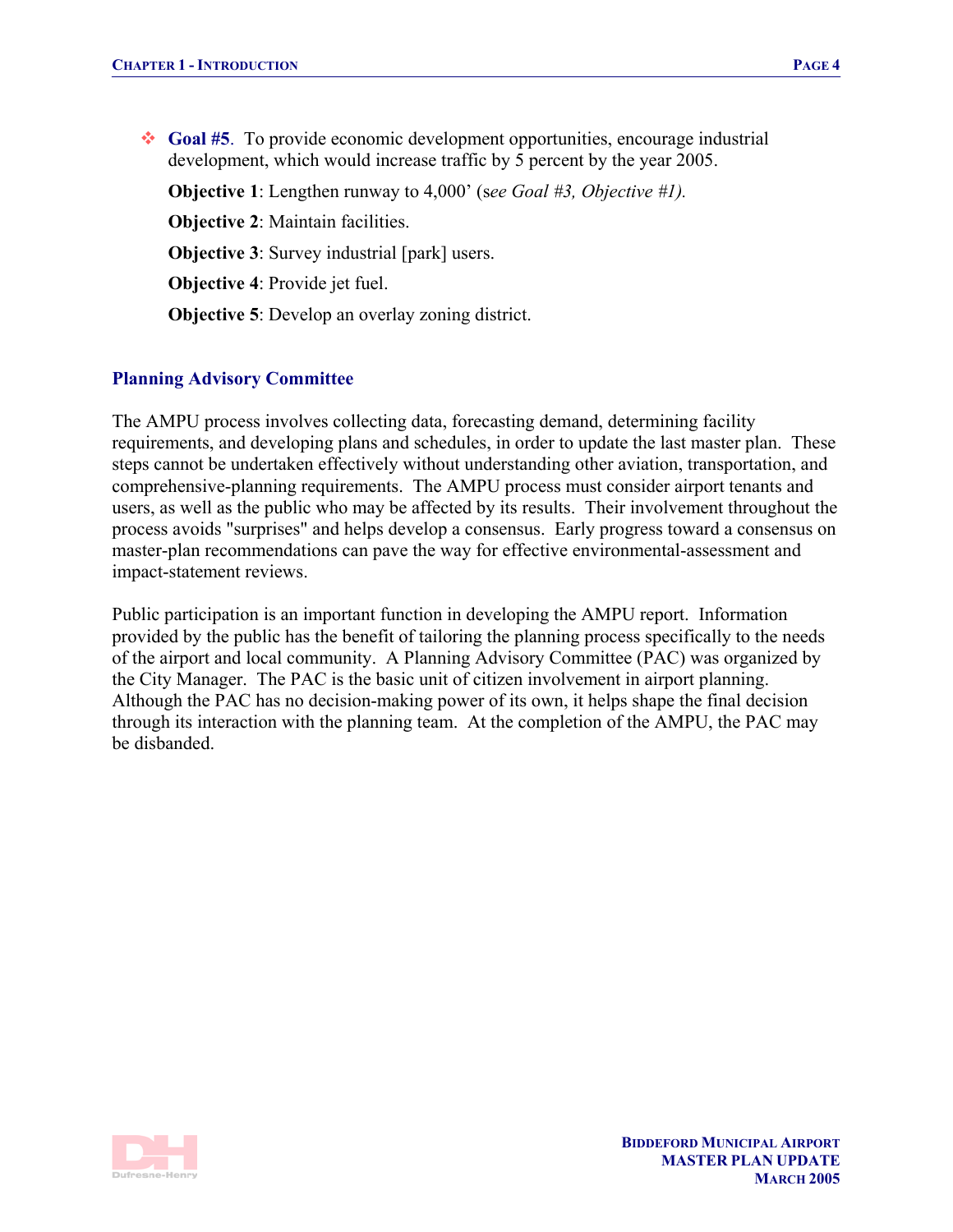- **Goal #5**. To provide economic development opportunities, encourage industrial development, which would increase traffic by 5 percent by the year 2005.

  **Objective 1**: Lengthen runway to 4,000' (s*ee Goal #3, Objective #1).*

  **Objective 2**: Maintain facilities.

  **Objective 3**: Survey industrial [park] users.

  **Objective 4**: Provide jet fuel.

  **Objective 5**: Develop an overlay zoning district.

## Planning Advisory Committee

The AMPU process involves collecting data, forecasting demand, determining facility requirements, and developing plans and schedules, in order to update the last master plan. These steps cannot be undertaken effectively without understanding other aviation, transportation, and comprehensive-planning requirements. The AMPU process must consider airport tenants and users, as well as the public who may be affected by its results. Their involvement throughout the process avoids "surprises" and helps develop a consensus. Early progress toward a consensus on master-plan recommendations can pave the way for effective environmental-assessment and impact-statement reviews.

Public participation is an important function in developing the AMPU report. Information provided by the public has the benefit of tailoring the planning process specifically to the needs of the airport and local community. A Planning Advisory Committee (PAC) was organized by the City Manager. The PAC is the basic unit of citizen involvement in airport planning. Although the PAC has no decision-making power of its own, it helps shape the final decision through its interaction with the planning team. At the completion of the AMPU, the PAC may be disbanded.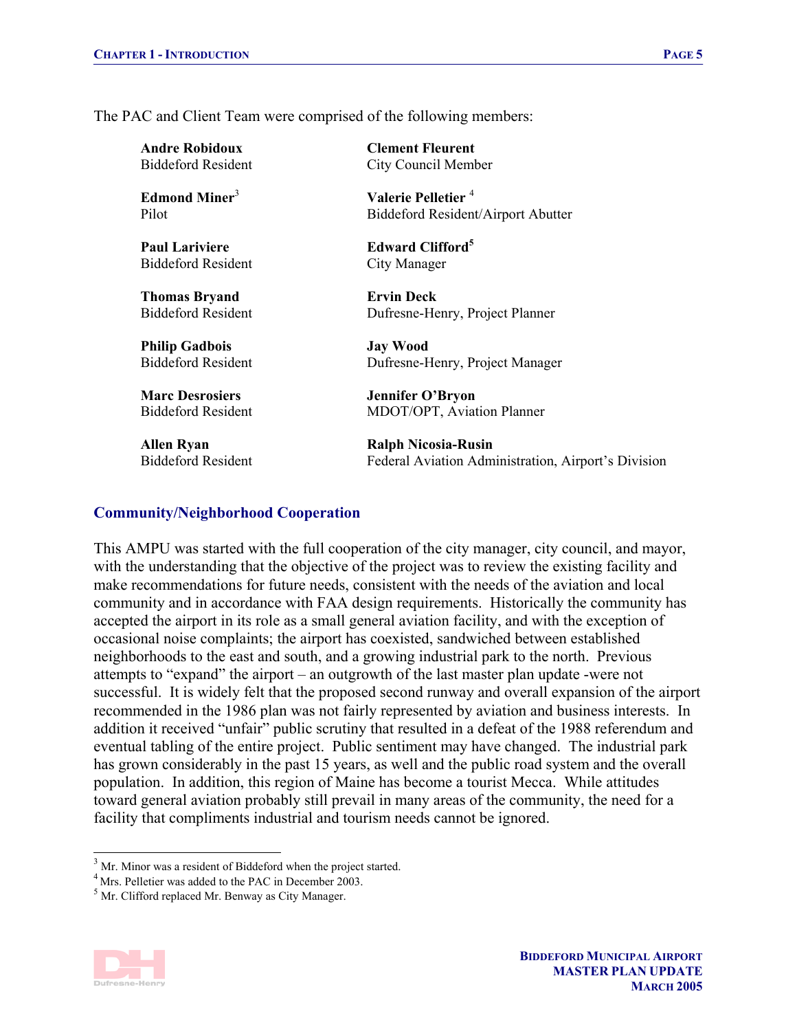The PAC and Client Team were comprised of the following members:

**Andre Robidoux**
Biddeford Resident

**Edmond Miner**[3]
Pilot

**Paul Lariviere**
Biddeford Resident

**Thomas Bryand**
Biddeford Resident

**Philip Gadbois**
Biddeford Resident

**Marc Desrosiers**
Biddeford Resident

**Allen Ryan**
Biddeford Resident

**Clement Fleurent**
City Council Member

**Valerie Pelletier**[4]
Biddeford Resident/Airport Abutter

**Edward Clifford**[5]
City Manager

**Ervin Deck**
Dufresne-Henry, Project Planner

**Jay Wood**
Dufresne-Henry, Project Manager

**Jennifer O'Bryon**
MDOT/OPT, Aviation Planner

**Ralph Nicosia-Rusin**
Federal Aviation Administration, Airport's Division

## Community/Neighborhood Cooperation

This AMPU was started with the full cooperation of the city manager, city council, and mayor, with the understanding that the objective of the project was to review the existing facility and make recommendations for future needs, consistent with the needs of the aviation and local community and in accordance with FAA design requirements. Historically the community has accepted the airport in its role as a small general aviation facility, and with the exception of occasional noise complaints; the airport has coexisted, sandwiched between established neighborhoods to the east and south, and a growing industrial park to the north. Previous attempts to "expand" the airport – an outgrowth of the last master plan update -were not successful. It is widely felt that the proposed second runway and overall expansion of the airport recommended in the 1986 plan was not fairly represented by aviation and business interests. In addition it received "unfair" public scrutiny that resulted in a defeat of the 1988 referendum and eventual tabling of the entire project. Public sentiment may have changed. The industrial park has grown considerably in the past 15 years, as well and the public road system and the overall population. In addition, this region of Maine has become a tourist Mecca. While attitudes toward general aviation probably still prevail in many areas of the community, the need for a facility that compliments industrial and tourism needs cannot be ignored.

---

[3] Mr. Minor was a resident of Biddeford when the project started.
[4] Mrs. Pelletier was added to the PAC in December 2003.
[5] Mr. Clifford replaced Mr. Benway as City Manager.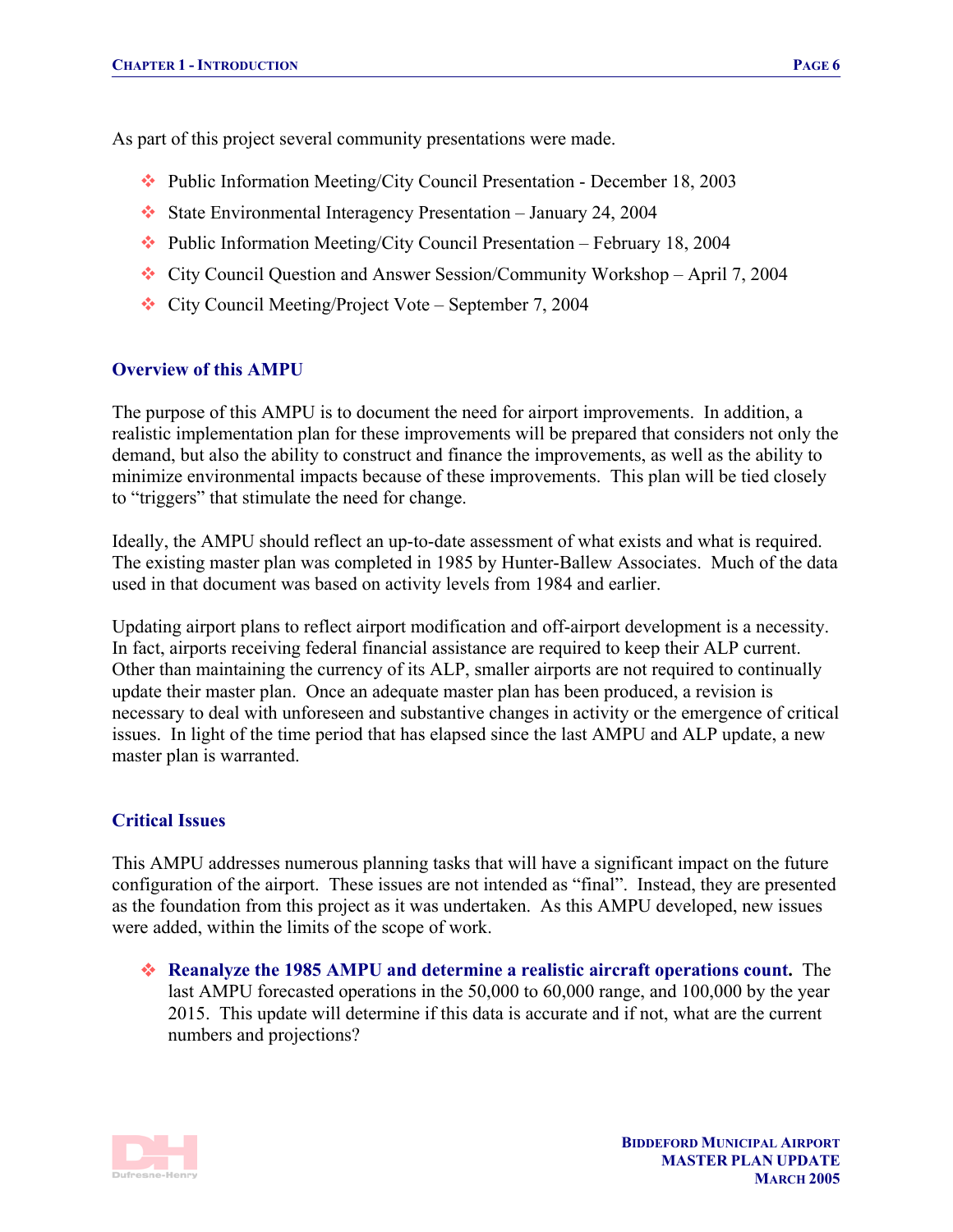As part of this project several community presentations were made.

- Public Information Meeting/City Council Presentation - December 18, 2003
- State Environmental Interagency Presentation – January 24, 2004
- Public Information Meeting/City Council Presentation – February 18, 2004
- City Council Question and Answer Session/Community Workshop – April 7, 2004
- City Council Meeting/Project Vote – September 7, 2004

### Overview of this AMPU

The purpose of this AMPU is to document the need for airport improvements. In addition, a realistic implementation plan for these improvements will be prepared that considers not only the demand, but also the ability to construct and finance the improvements, as well as the ability to minimize environmental impacts because of these improvements. This plan will be tied closely to "triggers" that stimulate the need for change.

Ideally, the AMPU should reflect an up-to-date assessment of what exists and what is required. The existing master plan was completed in 1985 by Hunter-Ballew Associates. Much of the data used in that document was based on activity levels from 1984 and earlier.

Updating airport plans to reflect airport modification and off-airport development is a necessity. In fact, airports receiving federal financial assistance are required to keep their ALP current. Other than maintaining the currency of its ALP, smaller airports are not required to continually update their master plan. Once an adequate master plan has been produced, a revision is necessary to deal with unforeseen and substantive changes in activity or the emergence of critical issues. In light of the time period that has elapsed since the last AMPU and ALP update, a new master plan is warranted.

### Critical Issues

This AMPU addresses numerous planning tasks that will have a significant impact on the future configuration of the airport. These issues are not intended as "final". Instead, they are presented as the foundation from this project as it was undertaken. As this AMPU developed, new issues were added, within the limits of the scope of work.

- **Reanalyze the 1985 AMPU and determine a realistic aircraft operations count.** The last AMPU forecasted operations in the 50,000 to 60,000 range, and 100,000 by the year 2015. This update will determine if this data is accurate and if not, what are the current numbers and projections?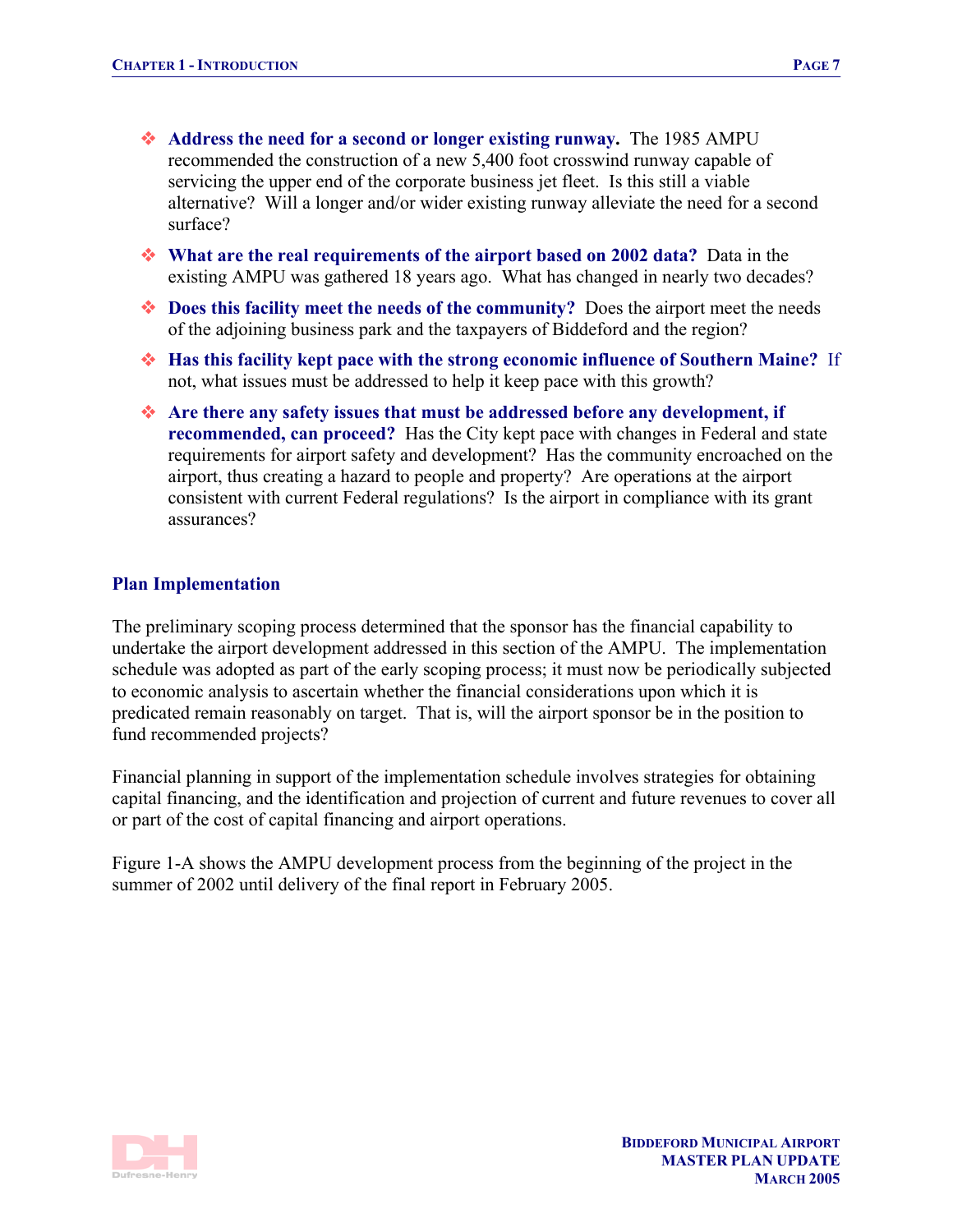- **Address the need for a second or longer existing runway.** The 1985 AMPU recommended the construction of a new 5,400 foot crosswind runway capable of servicing the upper end of the corporate business jet fleet. Is this still a viable alternative? Will a longer and/or wider existing runway alleviate the need for a second surface?
- **What are the real requirements of the airport based on 2002 data?** Data in the existing AMPU was gathered 18 years ago. What has changed in nearly two decades?
- **Does this facility meet the needs of the community?** Does the airport meet the needs of the adjoining business park and the taxpayers of Biddeford and the region?
- **Has this facility kept pace with the strong economic influence of Southern Maine?** If not, what issues must be addressed to help it keep pace with this growth?
- **Are there any safety issues that must be addressed before any development, if recommended, can proceed?** Has the City kept pace with changes in Federal and state requirements for airport safety and development? Has the community encroached on the airport, thus creating a hazard to people and property? Are operations at the airport consistent with current Federal regulations? Is the airport in compliance with its grant assurances?

### Plan Implementation

The preliminary scoping process determined that the sponsor has the financial capability to undertake the airport development addressed in this section of the AMPU. The implementation schedule was adopted as part of the early scoping process; it must now be periodically subjected to economic analysis to ascertain whether the financial considerations upon which it is predicated remain reasonably on target. That is, will the airport sponsor be in the position to fund recommended projects?

Financial planning in support of the implementation schedule involves strategies for obtaining capital financing, and the identification and projection of current and future revenues to cover all or part of the cost of capital financing and airport operations.

Figure 1-A shows the AMPU development process from the beginning of the project in the summer of 2002 until delivery of the final report in February 2005.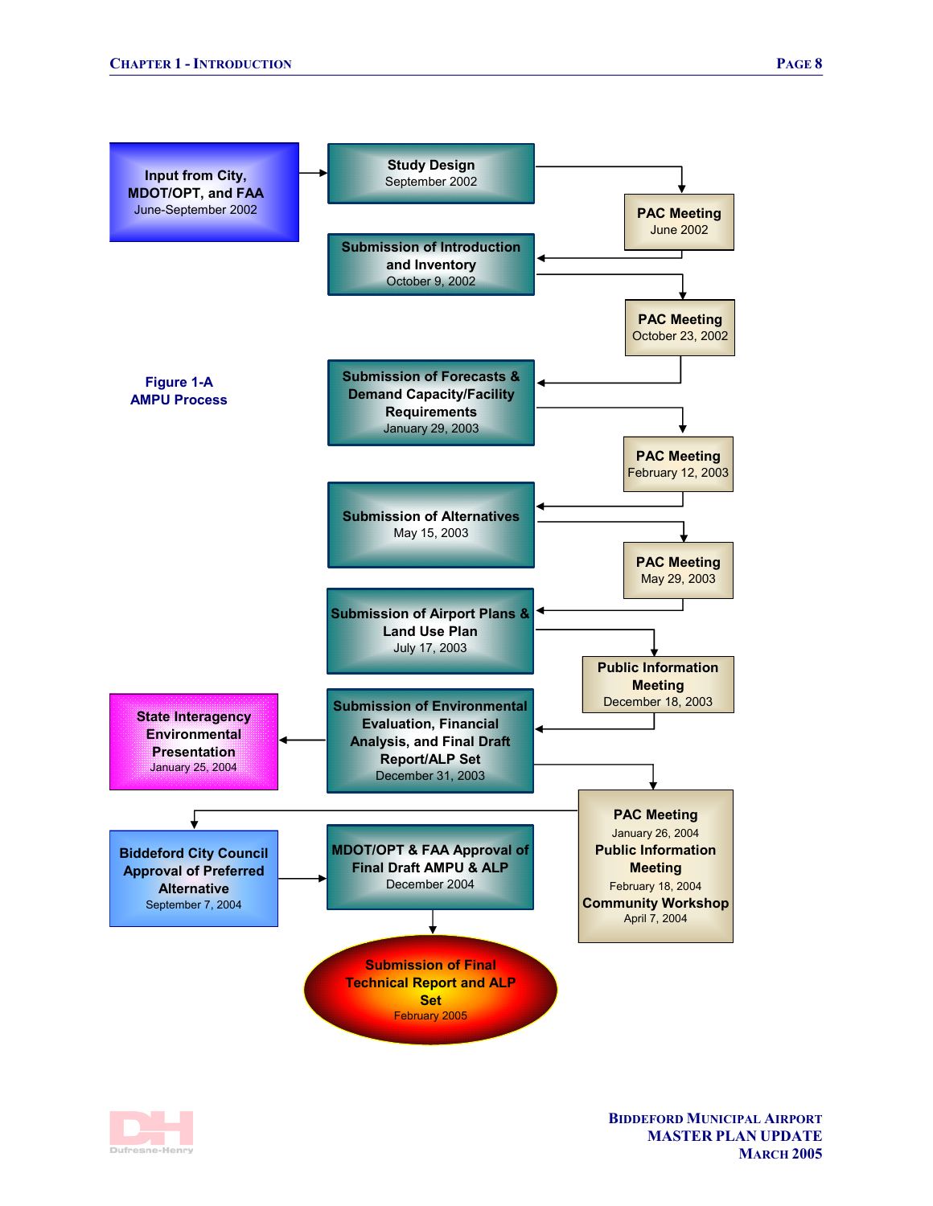**Figure 1-A**
**AMPU Process**

**Input from City, MDOT/OPT, and FAA**
June-September 2002

**Study Design**
September 2002

**PAC Meeting**
June 2002

**Submission of Introduction and Inventory**
October 9, 2002

**PAC Meeting**
October 23, 2002

**Submission of Forecasts & Demand Capacity/Facility Requirements**
January 29, 2003

**PAC Meeting**
February 12, 2003

**Submission of Alternatives**
May 15, 2003

**PAC Meeting**
May 29, 2003

**Submission of Airport Plans & Land Use Plan**
July 17, 2003

**Public Information Meeting**
December 18, 2003

**Submission of Environmental Evaluation, Financial Analysis, and Final Draft Report/ALP Set**
December 31, 2003

**State Interagency Environmental Presentation**
January 25, 2004

**PAC Meeting**
January 26, 2004
**Public Information Meeting**
February 18, 2004
**Community Workshop**
April 7, 2004

**Biddeford City Council Approval of Preferred Alternative**
September 7, 2004

**MDOT/OPT & FAA Approval of Final Draft AMPU & ALP**
December 2004

**Submission of Final Technical Report and ALP Set**
February 2005